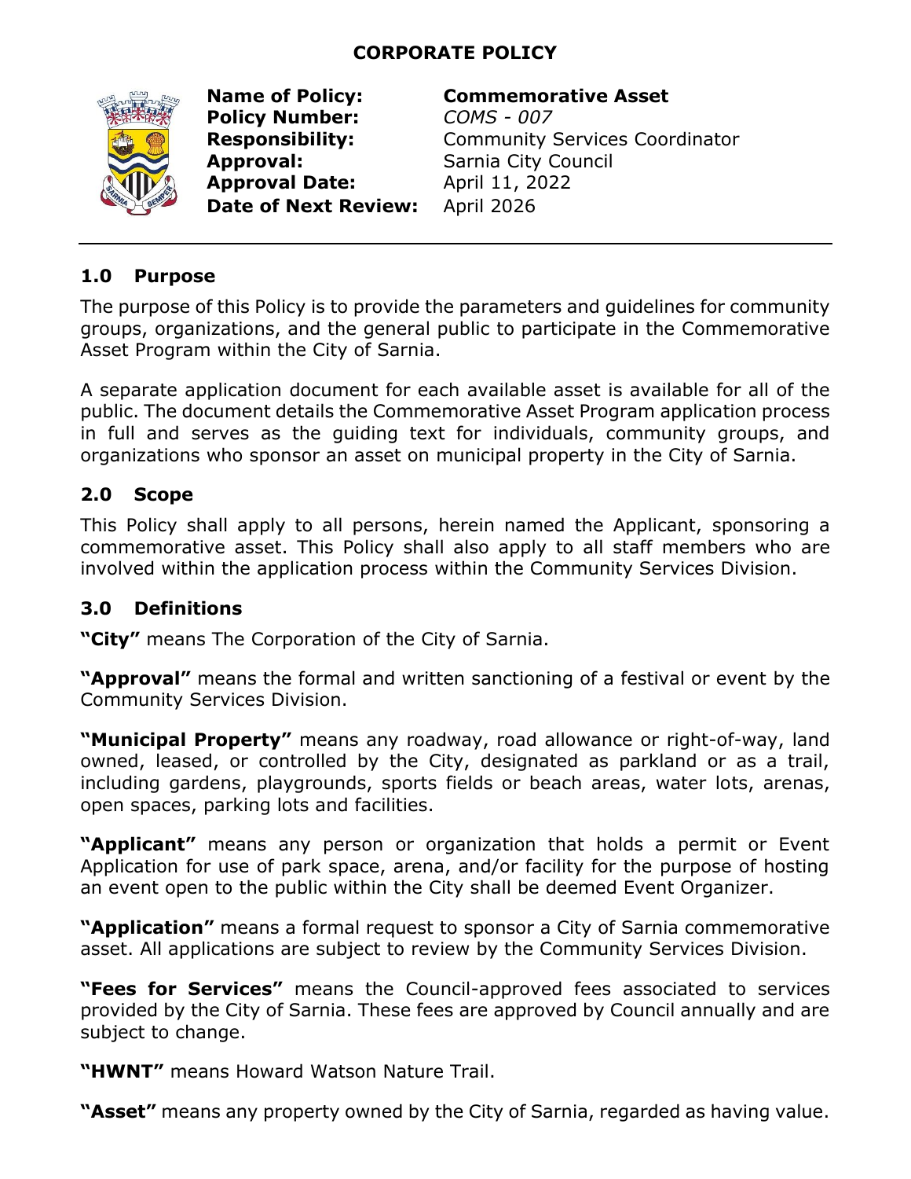**CORPORATE POLICY**

| | |
|---|---|
| **Name of Policy:** | **Commemorative Asset** |
| **Policy Number:** | *COMS - 007* |
| **Responsibility:** | Community Services Coordinator |
| **Approval:** | Sarnia City Council |
| **Approval Date:** | April 11, 2022 |
| **Date of Next Review:** | April 2026 |

## 1.0 Purpose

The purpose of this Policy is to provide the parameters and guidelines for community groups, organizations, and the general public to participate in the Commemorative Asset Program within the City of Sarnia.

A separate application document for each available asset is available for all of the public. The document details the Commemorative Asset Program application process in full and serves as the guiding text for individuals, community groups, and organizations who sponsor an asset on municipal property in the City of Sarnia.

## 2.0 Scope

This Policy shall apply to all persons, herein named the Applicant, sponsoring a commemorative asset. This Policy shall also apply to all staff members who are involved within the application process within the Community Services Division.

## 3.0 Definitions

**"City"** means The Corporation of the City of Sarnia.

**"Approval"** means the formal and written sanctioning of a festival or event by the Community Services Division.

**"Municipal Property"** means any roadway, road allowance or right-of-way, land owned, leased, or controlled by the City, designated as parkland or as a trail, including gardens, playgrounds, sports fields or beach areas, water lots, arenas, open spaces, parking lots and facilities.

**"Applicant"** means any person or organization that holds a permit or Event Application for use of park space, arena, and/or facility for the purpose of hosting an event open to the public within the City shall be deemed Event Organizer.

**"Application"** means a formal request to sponsor a City of Sarnia commemorative asset. All applications are subject to review by the Community Services Division.

**"Fees for Services"** means the Council-approved fees associated to services provided by the City of Sarnia. These fees are approved by Council annually and are subject to change.

**"HWNT"** means Howard Watson Nature Trail.

**"Asset"** means any property owned by the City of Sarnia, regarded as having value.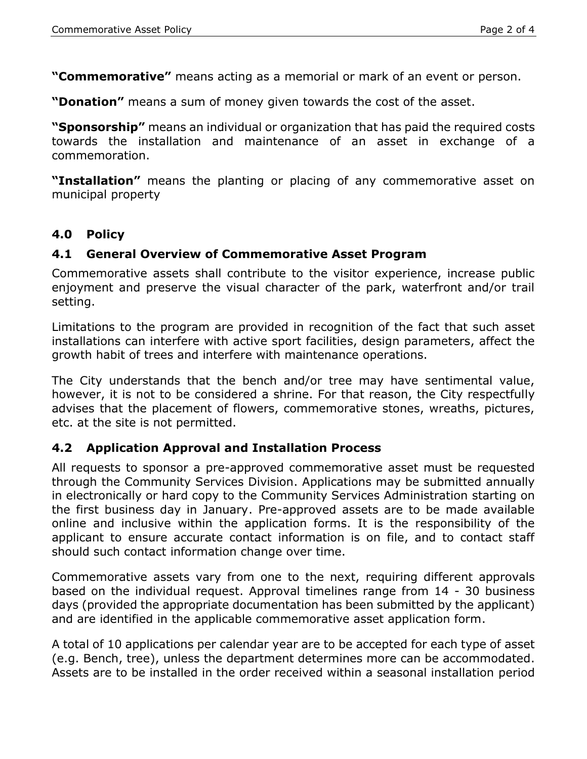**"Commemorative"** means acting as a memorial or mark of an event or person.

**"Donation"** means a sum of money given towards the cost of the asset.

**"Sponsorship"** means an individual or organization that has paid the required costs towards the installation and maintenance of an asset in exchange of a commemoration.

**"Installation"** means the planting or placing of any commemorative asset on municipal property

## 4.0 Policy

### 4.1 General Overview of Commemorative Asset Program

Commemorative assets shall contribute to the visitor experience, increase public enjoyment and preserve the visual character of the park, waterfront and/or trail setting.

Limitations to the program are provided in recognition of the fact that such asset installations can interfere with active sport facilities, design parameters, affect the growth habit of trees and interfere with maintenance operations.

The City understands that the bench and/or tree may have sentimental value, however, it is not to be considered a shrine. For that reason, the City respectfully advises that the placement of flowers, commemorative stones, wreaths, pictures, etc. at the site is not permitted.

### 4.2 Application Approval and Installation Process

All requests to sponsor a pre-approved commemorative asset must be requested through the Community Services Division. Applications may be submitted annually in electronically or hard copy to the Community Services Administration starting on the first business day in January. Pre-approved assets are to be made available online and inclusive within the application forms. It is the responsibility of the applicant to ensure accurate contact information is on file, and to contact staff should such contact information change over time.

Commemorative assets vary from one to the next, requiring different approvals based on the individual request. Approval timelines range from 14 - 30 business days (provided the appropriate documentation has been submitted by the applicant) and are identified in the applicable commemorative asset application form.

A total of 10 applications per calendar year are to be accepted for each type of asset (e.g. Bench, tree), unless the department determines more can be accommodated. Assets are to be installed in the order received within a seasonal installation period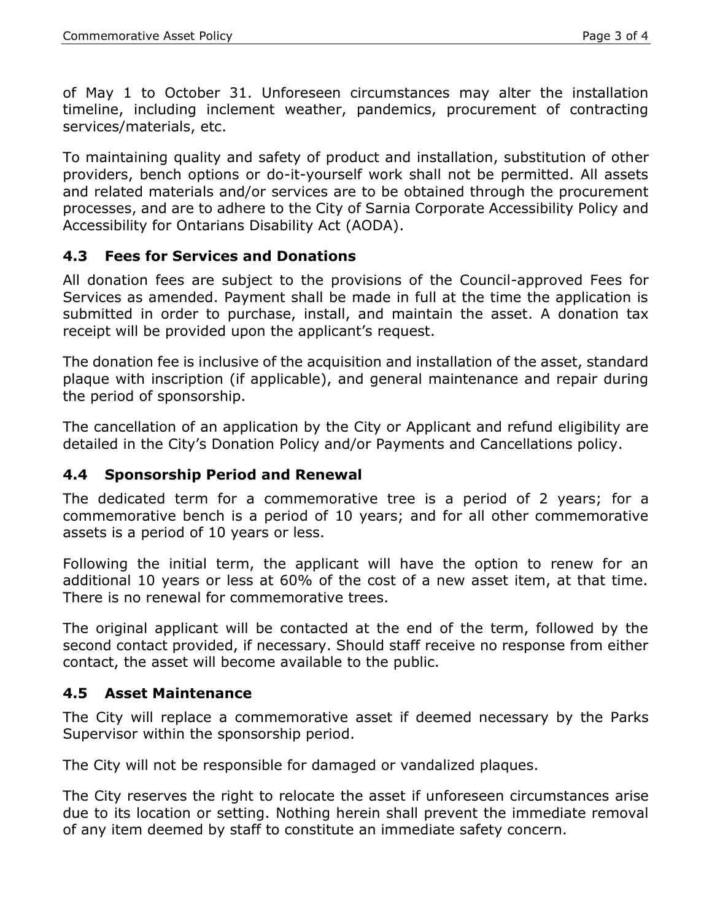of May 1 to October 31. Unforeseen circumstances may alter the installation timeline, including inclement weather, pandemics, procurement of contracting services/materials, etc.

To maintaining quality and safety of product and installation, substitution of other providers, bench options or do-it-yourself work shall not be permitted. All assets and related materials and/or services are to be obtained through the procurement processes, and are to adhere to the City of Sarnia Corporate Accessibility Policy and Accessibility for Ontarians Disability Act (AODA).

### 4.3 Fees for Services and Donations

All donation fees are subject to the provisions of the Council-approved Fees for Services as amended. Payment shall be made in full at the time the application is submitted in order to purchase, install, and maintain the asset. A donation tax receipt will be provided upon the applicant's request.

The donation fee is inclusive of the acquisition and installation of the asset, standard plaque with inscription (if applicable), and general maintenance and repair during the period of sponsorship.

The cancellation of an application by the City or Applicant and refund eligibility are detailed in the City's Donation Policy and/or Payments and Cancellations policy.

### 4.4 Sponsorship Period and Renewal

The dedicated term for a commemorative tree is a period of 2 years; for a commemorative bench is a period of 10 years; and for all other commemorative assets is a period of 10 years or less.

Following the initial term, the applicant will have the option to renew for an additional 10 years or less at 60% of the cost of a new asset item, at that time. There is no renewal for commemorative trees.

The original applicant will be contacted at the end of the term, followed by the second contact provided, if necessary. Should staff receive no response from either contact, the asset will become available to the public.

### 4.5 Asset Maintenance

The City will replace a commemorative asset if deemed necessary by the Parks Supervisor within the sponsorship period.

The City will not be responsible for damaged or vandalized plaques.

The City reserves the right to relocate the asset if unforeseen circumstances arise due to its location or setting. Nothing herein shall prevent the immediate removal of any item deemed by staff to constitute an immediate safety concern.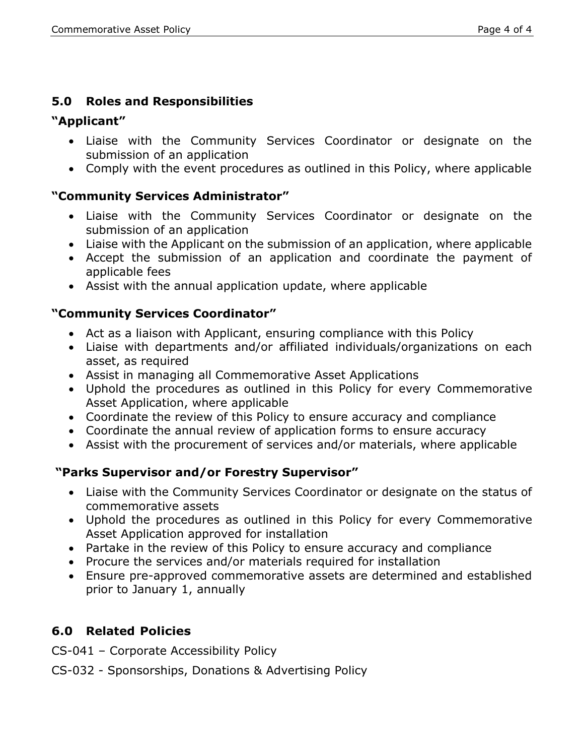## 5.0 Roles and Responsibilities

### "Applicant"

- Liaise with the Community Services Coordinator or designate on the submission of an application
- Comply with the event procedures as outlined in this Policy, where applicable

### "Community Services Administrator"

- Liaise with the Community Services Coordinator or designate on the submission of an application
- Liaise with the Applicant on the submission of an application, where applicable
- Accept the submission of an application and coordinate the payment of applicable fees
- Assist with the annual application update, where applicable

### "Community Services Coordinator"

- Act as a liaison with Applicant, ensuring compliance with this Policy
- Liaise with departments and/or affiliated individuals/organizations on each asset, as required
- Assist in managing all Commemorative Asset Applications
- Uphold the procedures as outlined in this Policy for every Commemorative Asset Application, where applicable
- Coordinate the review of this Policy to ensure accuracy and compliance
- Coordinate the annual review of application forms to ensure accuracy
- Assist with the procurement of services and/or materials, where applicable

### "Parks Supervisor and/or Forestry Supervisor"

- Liaise with the Community Services Coordinator or designate on the status of commemorative assets
- Uphold the procedures as outlined in this Policy for every Commemorative Asset Application approved for installation
- Partake in the review of this Policy to ensure accuracy and compliance
- Procure the services and/or materials required for installation
- Ensure pre-approved commemorative assets are determined and established prior to January 1, annually

## 6.0 Related Policies

CS-041 – Corporate Accessibility Policy

CS-032 - Sponsorships, Donations & Advertising Policy